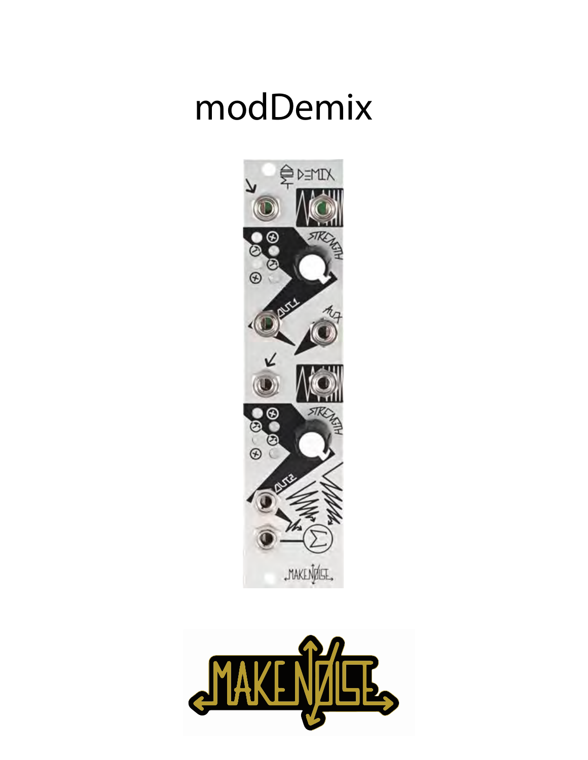# modDemix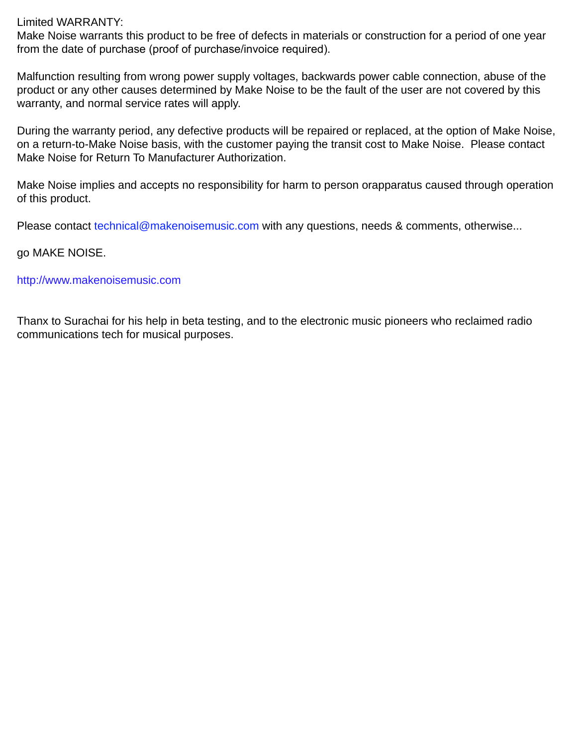Limited WARRANTY:
Make Noise warrants this product to be free of defects in materials or construction for a period of one year from the date of purchase (proof of purchase/invoice required).

Malfunction resulting from wrong power supply voltages, backwards power cable connection, abuse of the product or any other causes determined by Make Noise to be the fault of the user are not covered by this warranty, and normal service rates will apply.

During the warranty period, any defective products will be repaired or replaced, at the option of Make Noise, on a return-to-Make Noise basis, with the customer paying the transit cost to Make Noise.  Please contact Make Noise for Return To Manufacturer Authorization.

Make Noise implies and accepts no responsibility for harm to person orapparatus caused through operation of this product.

Please contact technical@makenoisemusic.com with any questions, needs & comments, otherwise...

go MAKE NOISE.

http://www.makenoisemusic.com

Thanx to Surachai for his help in beta testing, and to the electronic music pioneers who reclaimed radio communications tech for musical purposes.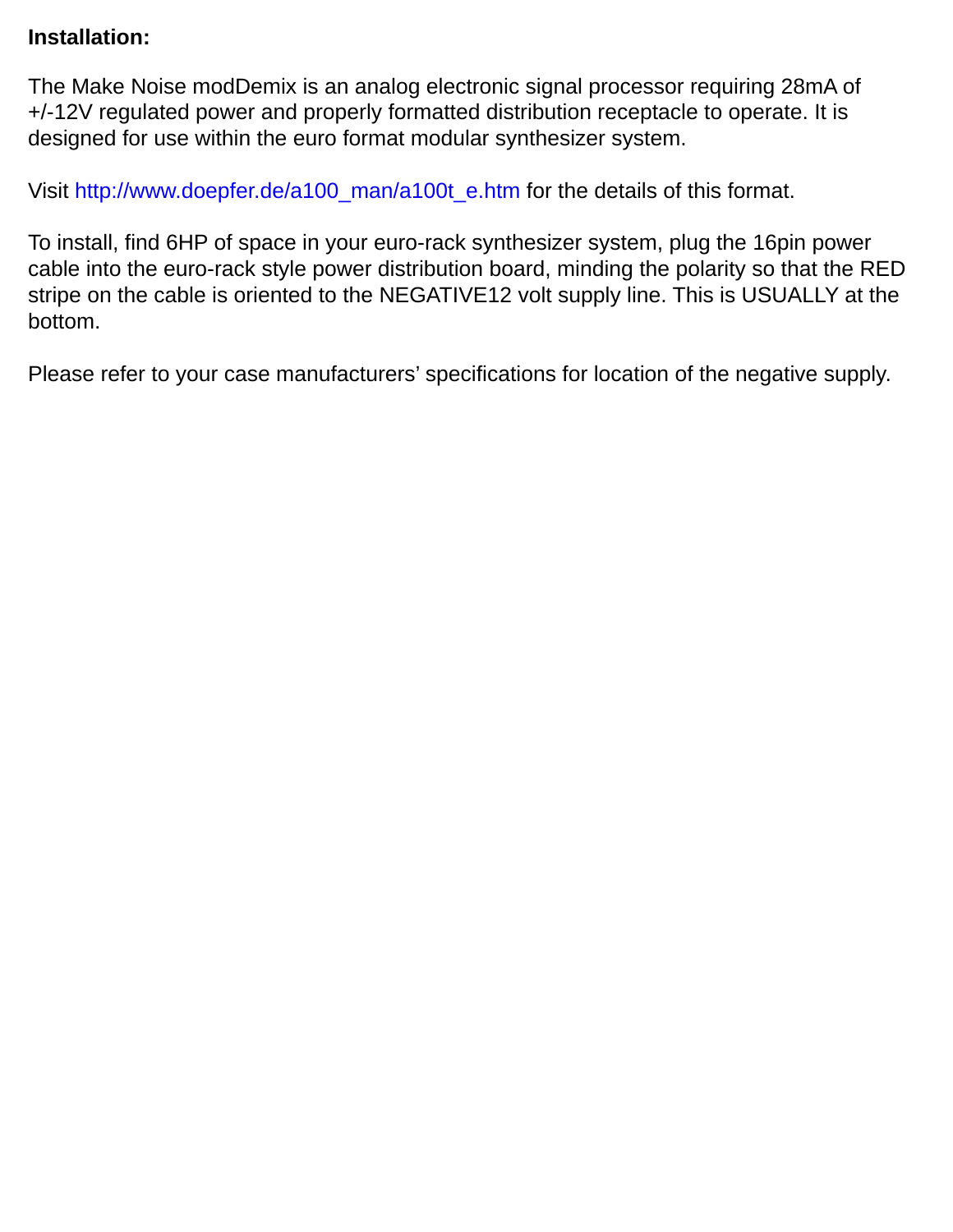**Installation:**

The Make Noise modDemix is an analog electronic signal processor requiring 28mA of +/-12V regulated power and properly formatted distribution receptacle to operate. It is designed for use within the euro format modular synthesizer system.

Visit http://www.doepfer.de/a100_man/a100t_e.htm for the details of this format.

To install, find 6HP of space in your euro-rack synthesizer system, plug the 16pin power cable into the euro-rack style power distribution board, minding the polarity so that the RED stripe on the cable is oriented to the NEGATIVE12 volt supply line. This is USUALLY at the bottom.

Please refer to your case manufacturers' specifications for location of the negative supply.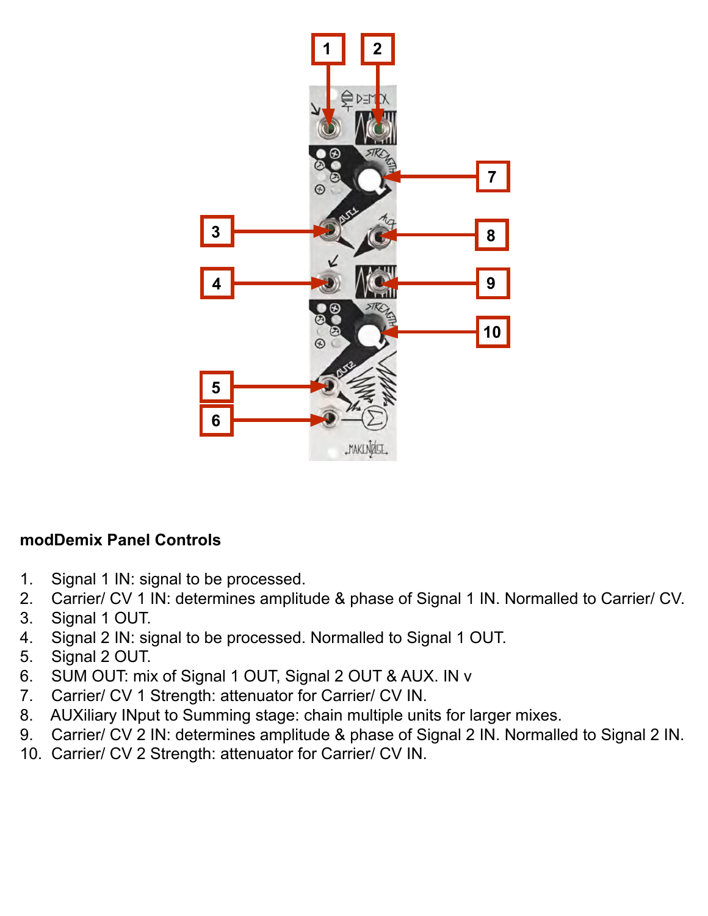**modDemix Panel Controls**

1. Signal 1 IN: signal to be processed.
2. Carrier/ CV 1 IN: determines amplitude & phase of Signal 1 IN. Normalled to Carrier/ CV.
3. Signal 1 OUT.
4. Signal 2 IN: signal to be processed. Normalled to Signal 1 OUT.
5. Signal 2 OUT.
6. SUM OUT: mix of Signal 1 OUT, Signal 2 OUT & AUX. IN v
7. Carrier/ CV 1 Strength: attenuator for Carrier/ CV IN.
8. AUXiliary INput to Summing stage: chain multiple units for larger mixes.
9. Carrier/ CV 2 IN: determines amplitude & phase of Signal 2 IN. Normalled to Signal 2 IN.
10. Carrier/ CV 2 Strength: attenuator for Carrier/ CV IN.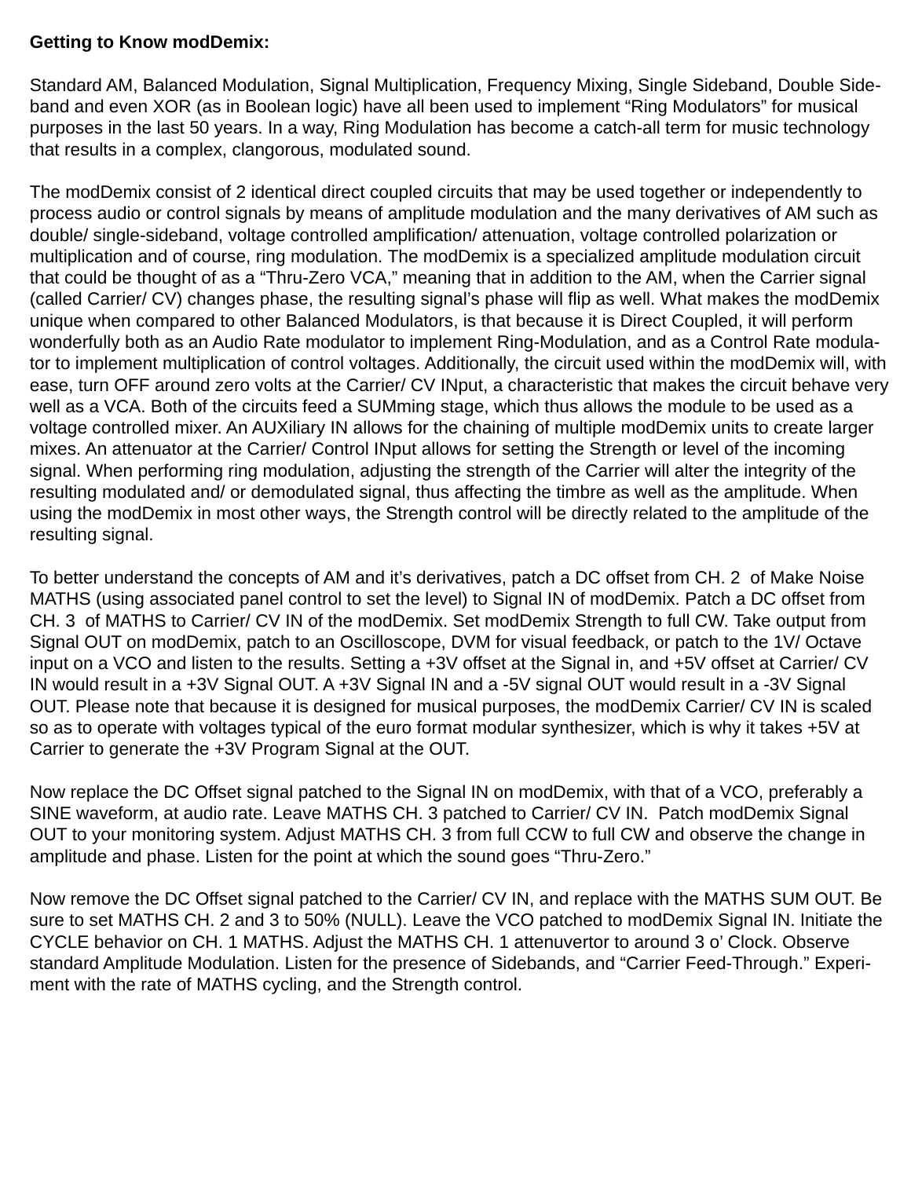**Getting to Know modDemix:**

Standard AM, Balanced Modulation, Signal Multiplication, Frequency Mixing, Single Sideband, Double Side-band and even XOR (as in Boolean logic) have all been used to implement "Ring Modulators" for musical purposes in the last 50 years. In a way, Ring Modulation has become a catch-all term for music technology that results in a complex, clangorous, modulated sound.

The modDemix consist of 2 identical direct coupled circuits that may be used together or independently to process audio or control signals by means of amplitude modulation and the many derivatives of AM such as double/ single-sideband, voltage controlled amplification/ attenuation, voltage controlled polarization or multiplication and of course, ring modulation. The modDemix is a specialized amplitude modulation circuit that could be thought of as a "Thru-Zero VCA," meaning that in addition to the AM, when the Carrier signal (called Carrier/ CV) changes phase, the resulting signal's phase will flip as well. What makes the modDemix unique when compared to other Balanced Modulators, is that because it is Direct Coupled, it will perform wonderfully both as an Audio Rate modulator to implement Ring-Modulation, and as a Control Rate modulator to implement multiplication of control voltages. Additionally, the circuit used within the modDemix will, with ease, turn OFF around zero volts at the Carrier/ CV INput, a characteristic that makes the circuit behave very well as a VCA. Both of the circuits feed a SUMming stage, which thus allows the module to be used as a voltage controlled mixer. An AUXiliary IN allows for the chaining of multiple modDemix units to create larger mixes. An attenuator at the Carrier/ Control INput allows for setting the Strength or level of the incoming signal. When performing ring modulation, adjusting the strength of the Carrier will alter the integrity of the resulting modulated and/ or demodulated signal, thus affecting the timbre as well as the amplitude. When using the modDemix in most other ways, the Strength control will be directly related to the amplitude of the resulting signal.

To better understand the concepts of AM and it's derivatives, patch a DC offset from CH. 2 of Make Noise MATHS (using associated panel control to set the level) to Signal IN of modDemix. Patch a DC offset from CH. 3 of MATHS to Carrier/ CV IN of the modDemix. Set modDemix Strength to full CW. Take output from Signal OUT on modDemix, patch to an Oscilloscope, DVM for visual feedback, or patch to the 1V/ Octave input on a VCO and listen to the results. Setting a +3V offset at the Signal in, and +5V offset at Carrier/ CV IN would result in a +3V Signal OUT. A +3V Signal IN and a -5V signal OUT would result in a -3V Signal OUT. Please note that because it is designed for musical purposes, the modDemix Carrier/ CV IN is scaled so as to operate with voltages typical of the euro format modular synthesizer, which is why it takes +5V at Carrier to generate the +3V Program Signal at the OUT.

Now replace the DC Offset signal patched to the Signal IN on modDemix, with that of a VCO, preferably a SINE waveform, at audio rate. Leave MATHS CH. 3 patched to Carrier/ CV IN. Patch modDemix Signal OUT to your monitoring system. Adjust MATHS CH. 3 from full CCW to full CW and observe the change in amplitude and phase. Listen for the point at which the sound goes "Thru-Zero."

Now remove the DC Offset signal patched to the Carrier/ CV IN, and replace with the MATHS SUM OUT. Be sure to set MATHS CH. 2 and 3 to 50% (NULL). Leave the VCO patched to modDemix Signal IN. Initiate the CYCLE behavior on CH. 1 MATHS. Adjust the MATHS CH. 1 attenuvertor to around 3 o' Clock. Observe standard Amplitude Modulation. Listen for the presence of Sidebands, and "Carrier Feed-Through." Experiment with the rate of MATHS cycling, and the Strength control.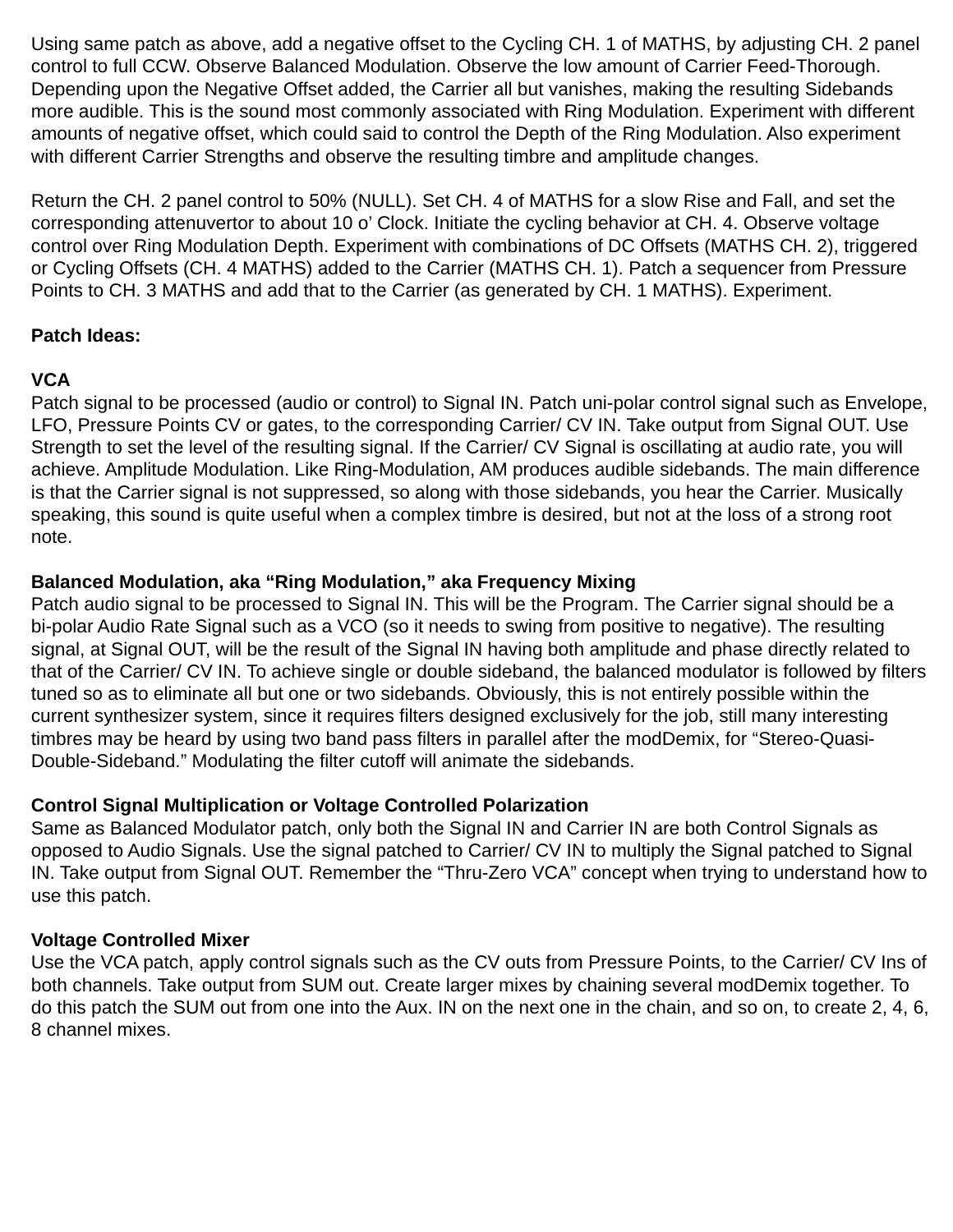Using same patch as above, add a negative offset to the Cycling CH. 1 of MATHS, by adjusting CH. 2 panel control to full CCW. Observe Balanced Modulation. Observe the low amount of Carrier Feed-Thorough. Depending upon the Negative Offset added, the Carrier all but vanishes, making the resulting Sidebands more audible. This is the sound most commonly associated with Ring Modulation. Experiment with different amounts of negative offset, which could said to control the Depth of the Ring Modulation. Also experiment with different Carrier Strengths and observe the resulting timbre and amplitude changes.

Return the CH. 2 panel control to 50% (NULL). Set CH. 4 of MATHS for a slow Rise and Fall, and set the corresponding attenuvertor to about 10 o' Clock. Initiate the cycling behavior at CH. 4. Observe voltage control over Ring Modulation Depth. Experiment with combinations of DC Offsets (MATHS CH. 2), triggered or Cycling Offsets (CH. 4 MATHS) added to the Carrier (MATHS CH. 1). Patch a sequencer from Pressure Points to CH. 3 MATHS and add that to the Carrier (as generated by CH. 1 MATHS). Experiment.

**Patch Ideas:**

**VCA**
Patch signal to be processed (audio or control) to Signal IN. Patch uni-polar control signal such as Envelope, LFO, Pressure Points CV or gates, to the corresponding Carrier/ CV IN. Take output from Signal OUT. Use Strength to set the level of the resulting signal. If the Carrier/ CV Signal is oscillating at audio rate, you will achieve. Amplitude Modulation. Like Ring-Modulation, AM produces audible sidebands. The main difference is that the Carrier signal is not suppressed, so along with those sidebands, you hear the Carrier. Musically speaking, this sound is quite useful when a complex timbre is desired, but not at the loss of a strong root note.

**Balanced Modulation, aka "Ring Modulation," aka Frequency Mixing**
Patch audio signal to be processed to Signal IN. This will be the Program. The Carrier signal should be a bi-polar Audio Rate Signal such as a VCO (so it needs to swing from positive to negative). The resulting signal, at Signal OUT, will be the result of the Signal IN having both amplitude and phase directly related to that of the Carrier/ CV IN. To achieve single or double sideband, the balanced modulator is followed by filters tuned so as to eliminate all but one or two sidebands. Obviously, this is not entirely possible within the current synthesizer system, since it requires filters designed exclusively for the job, still many interesting timbres may be heard by using two band pass filters in parallel after the modDemix, for "Stereo-Quasi-Double-Sideband." Modulating the filter cutoff will animate the sidebands.

**Control Signal Multiplication or Voltage Controlled Polarization**
Same as Balanced Modulator patch, only both the Signal IN and Carrier IN are both Control Signals as opposed to Audio Signals. Use the signal patched to Carrier/ CV IN to multiply the Signal patched to Signal IN. Take output from Signal OUT. Remember the "Thru-Zero VCA" concept when trying to understand how to use this patch.

**Voltage Controlled Mixer**
Use the VCA patch, apply control signals such as the CV outs from Pressure Points, to the Carrier/ CV Ins of both channels. Take output from SUM out. Create larger mixes by chaining several modDemix together. To do this patch the SUM out from one into the Aux. IN on the next one in the chain, and so on, to create 2, 4, 6, 8 channel mixes.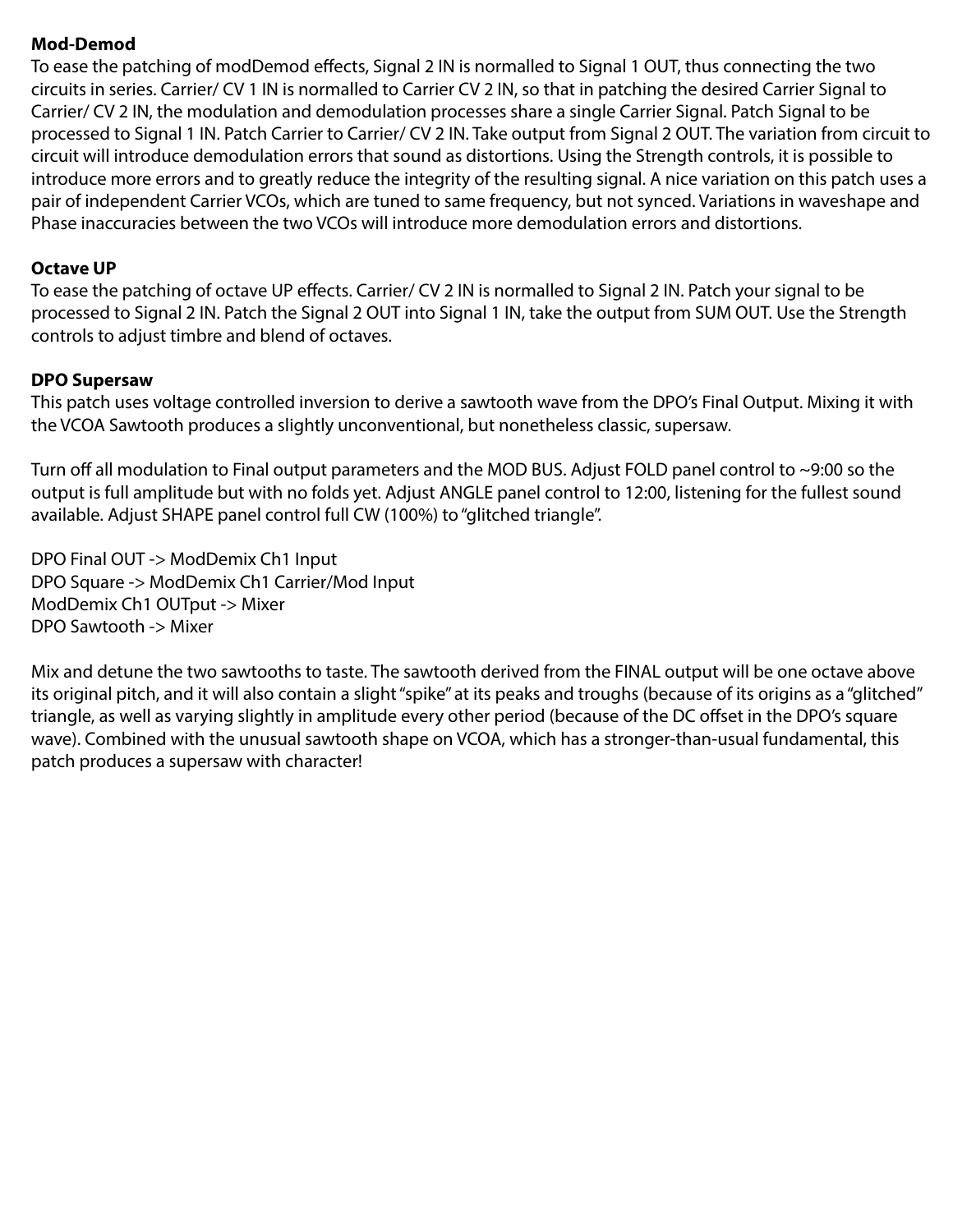**Mod-Demod**

To ease the patching of modDemod effects, Signal 2 IN is normalled to Signal 1 OUT, thus connecting the two circuits in series. Carrier/ CV 1 IN is normalled to Carrier CV 2 IN, so that in patching the desired Carrier Signal to Carrier/ CV 2 IN, the modulation and demodulation processes share a single Carrier Signal. Patch Signal to be processed to Signal 1 IN. Patch Carrier to Carrier/ CV 2 IN. Take output from Signal 2 OUT. The variation from circuit to circuit will introduce demodulation errors that sound as distortions. Using the Strength controls, it is possible to introduce more errors and to greatly reduce the integrity of the resulting signal. A nice variation on this patch uses a pair of independent Carrier VCOs, which are tuned to same frequency, but not synced. Variations in waveshape and Phase inaccuracies between the two VCOs will introduce more demodulation errors and distortions.

**Octave UP**

To ease the patching of octave UP effects. Carrier/ CV 2 IN is normalled to Signal 2 IN. Patch your signal to be processed to Signal 2 IN. Patch the Signal 2 OUT into Signal 1 IN, take the output from SUM OUT. Use the Strength controls to adjust timbre and blend of octaves.

**DPO Supersaw**

This patch uses voltage controlled inversion to derive a sawtooth wave from the DPO's Final Output. Mixing it with the VCOA Sawtooth produces a slightly unconventional, but nonetheless classic, supersaw.

Turn off all modulation to Final output parameters and the MOD BUS. Adjust FOLD panel control to ~9:00 so the output is full amplitude but with no folds yet. Adjust ANGLE panel control to 12:00, listening for the fullest sound available. Adjust SHAPE panel control full CW (100%) to "glitched triangle".

DPO Final OUT -> ModDemix Ch1 Input
DPO Square -> ModDemix Ch1 Carrier/Mod Input
ModDemix Ch1 OUTput -> Mixer
DPO Sawtooth -> Mixer

Mix and detune the two sawtooths to taste. The sawtooth derived from the FINAL output will be one octave above its original pitch, and it will also contain a slight "spike" at its peaks and troughs (because of its origins as a "glitched" triangle, as well as varying slightly in amplitude every other period (because of the DC offset in the DPO's square wave). Combined with the unusual sawtooth shape on VCOA, which has a stronger-than-usual fundamental, this patch produces a supersaw with character!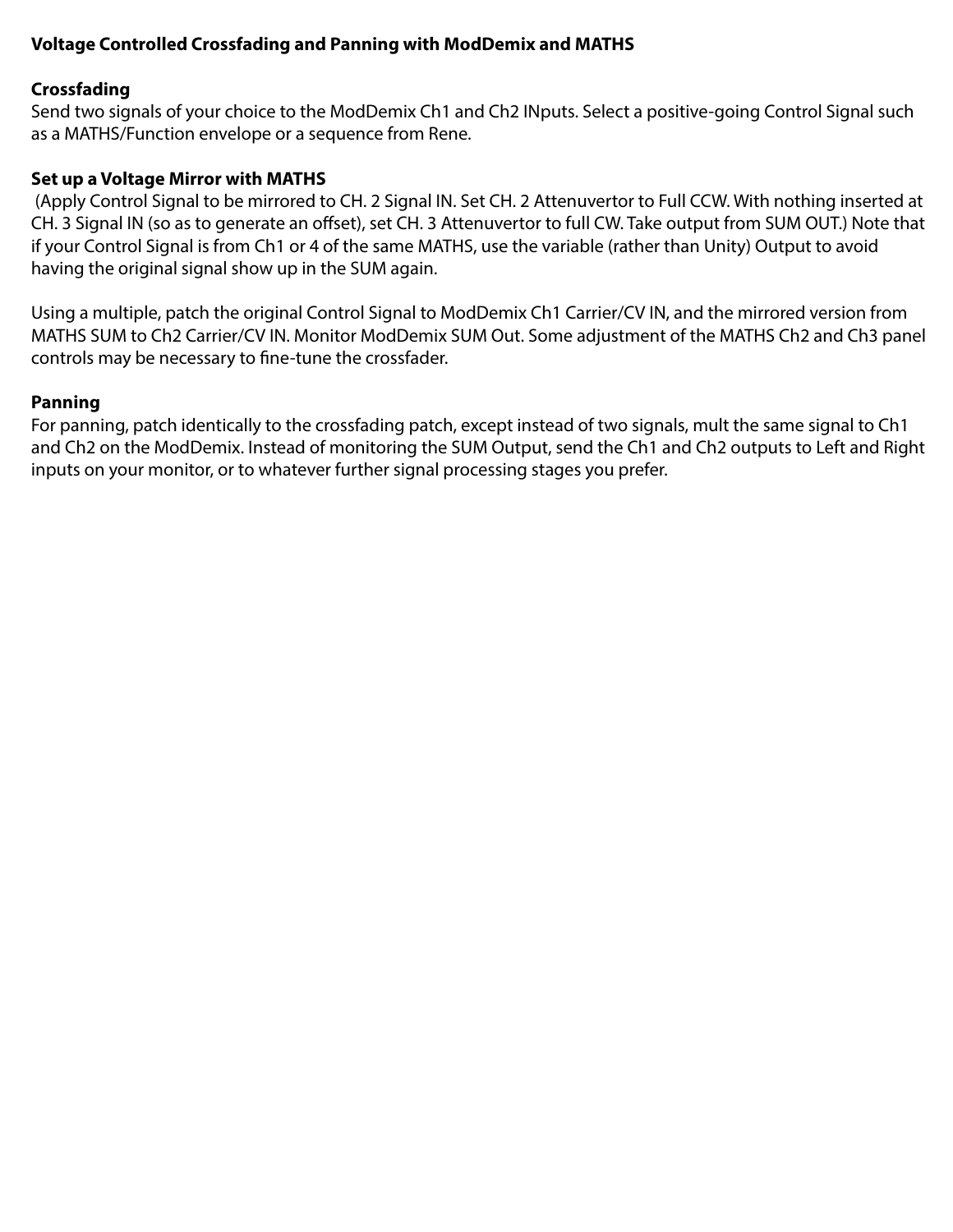**Voltage Controlled Crossfading and Panning with ModDemix and MATHS**

**Crossfading**

Send two signals of your choice to the ModDemix Ch1 and Ch2 INputs. Select a positive-going Control Signal such as a MATHS/Function envelope or a sequence from Rene.

**Set up a Voltage Mirror with MATHS**

(Apply Control Signal to be mirrored to CH. 2 Signal IN. Set CH. 2 Attenuvertor to Full CCW. With nothing inserted at CH. 3 Signal IN (so as to generate an offset), set CH. 3 Attenuvertor to full CW. Take output from SUM OUT.) Note that if your Control Signal is from Ch1 or 4 of the same MATHS, use the variable (rather than Unity) Output to avoid having the original signal show up in the SUM again.

Using a multiple, patch the original Control Signal to ModDemix Ch1 Carrier/CV IN, and the mirrored version from MATHS SUM to Ch2 Carrier/CV IN. Monitor ModDemix SUM Out. Some adjustment of the MATHS Ch2 and Ch3 panel controls may be necessary to fine-tune the crossfader.

**Panning**

For panning, patch identically to the crossfading patch, except instead of two signals, mult the same signal to Ch1 and Ch2 on the ModDemix. Instead of monitoring the SUM Output, send the Ch1 and Ch2 outputs to Left and Right inputs on your monitor, or to whatever further signal processing stages you prefer.